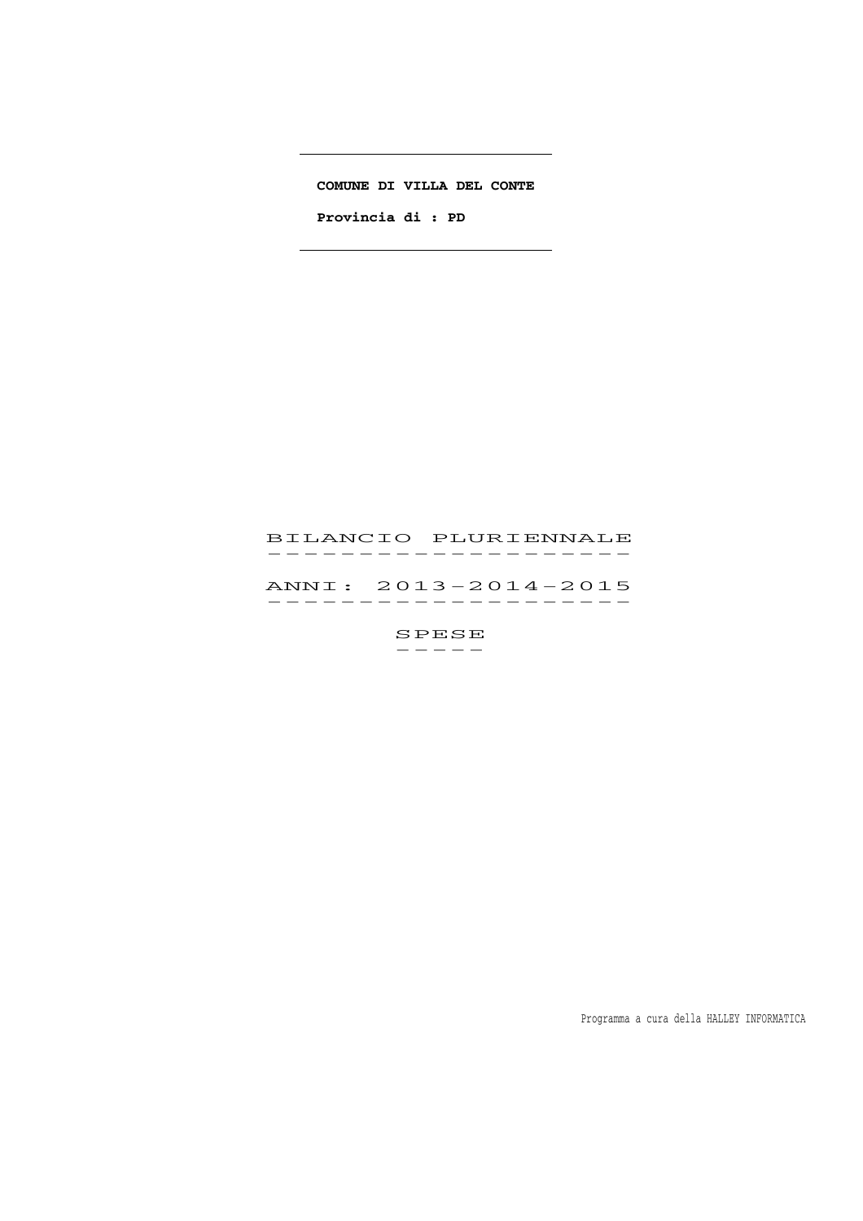**COMUNE DI VILLA DEL CONTE**

**Provincia di : PD**

# BILANCIO PLURIENNALE

## ANNI: 2013-2014-2015

## SPESE

Programma a cura della HALLEY INFORMATICA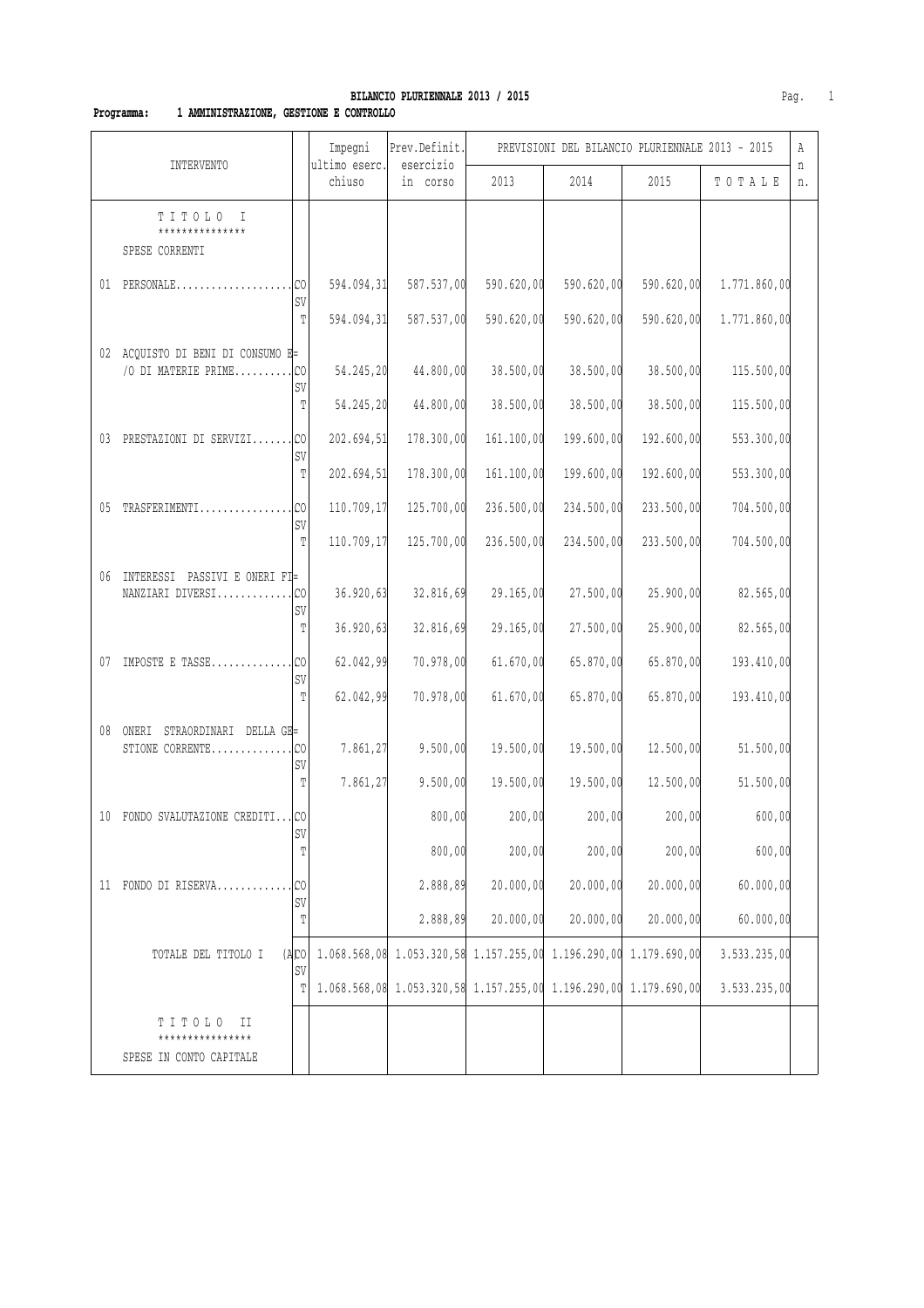**BILANCIO PLURIENNALE 2013 / 2015**

**Programma: 1 AMMINISTRAZIONE, GESTIONE E CONTROLLO**

| INTERVENTO | | Impegni ultimo eserc. chiuso | Prev.Definit. esercizio in corso | PREVISIONI DEL BILANCIO PLURIENNALE 2013 - 2015 | | | | Ann. |
|---|---|---|---|---|---|---|---|---|
| | | | | 2013 | 2014 | 2015 | T O T A L E | |
| T I T O L O I *************** SPESE CORRENTI | | | | | | | | |
| 01 PERSONALE.................... | CO | 594.094,31 | 587.537,00 | 590.620,00 | 590.620,00 | 590.620,00 | 1.771.860,00 | |
| | SV | | | | | | | |
| | T | 594.094,31 | 587.537,00 | 590.620,00 | 590.620,00 | 590.620,00 | 1.771.860,00 | |
| 02 ACQUISTO DI BENI DI CONSUMO E=/O DI MATERIE PRIME.......... | CO | 54.245,20 | 44.800,00 | 38.500,00 | 38.500,00 | 38.500,00 | 115.500,00 | |
| | SV | | | | | | | |
| | T | 54.245,20 | 44.800,00 | 38.500,00 | 38.500,00 | 38.500,00 | 115.500,00 | |
| 03 PRESTAZIONI DI SERVIZI....... | CO | 202.694,51 | 178.300,00 | 161.100,00 | 199.600,00 | 192.600,00 | 553.300,00 | |
| | SV | | | | | | | |
| | T | 202.694,51 | 178.300,00 | 161.100,00 | 199.600,00 | 192.600,00 | 553.300,00 | |
| 05 TRASFERIMENTI................ | CO | 110.709,17 | 125.700,00 | 236.500,00 | 234.500,00 | 233.500,00 | 704.500,00 | |
| | SV | | | | | | | |
| | T | 110.709,17 | 125.700,00 | 236.500,00 | 234.500,00 | 233.500,00 | 704.500,00 | |
| 06 INTERESSI PASSIVI E ONERI FI=NANZIARI DIVERSI............. | CO | 36.920,63 | 32.816,69 | 29.165,00 | 27.500,00 | 25.900,00 | 82.565,00 | |
| | SV | | | | | | | |
| | T | 36.920,63 | 32.816,69 | 29.165,00 | 27.500,00 | 25.900,00 | 82.565,00 | |
| 07 IMPOSTE E TASSE.............. | CO | 62.042,99 | 70.978,00 | 61.670,00 | 65.870,00 | 65.870,00 | 193.410,00 | |
| | SV | | | | | | | |
| | T | 62.042,99 | 70.978,00 | 61.670,00 | 65.870,00 | 65.870,00 | 193.410,00 | |
| 08 ONERI STRAORDINARI DELLA GE=STIONE CORRENTE.............. | CO | 7.861,27 | 9.500,00 | 19.500,00 | 19.500,00 | 12.500,00 | 51.500,00 | |
| | SV | | | | | | | |
| | T | 7.861,27 | 9.500,00 | 19.500,00 | 19.500,00 | 12.500,00 | 51.500,00 | |
| 10 FONDO SVALUTAZIONE CREDITI... | CO | | 800,00 | 200,00 | 200,00 | 200,00 | 600,00 | |
| | SV | | | | | | | |
| | T | | 800,00 | 200,00 | 200,00 | 200,00 | 600,00 | |
| 11 FONDO DI RISERVA............. | CO | | 2.888,89 | 20.000,00 | 20.000,00 | 20.000,00 | 60.000,00 | |
| | SV | | | | | | | |
| | T | | 2.888,89 | 20.000,00 | 20.000,00 | 20.000,00 | 60.000,00 | |
| TOTALE DEL TITOLO I (A) | CO | 1.068.568,08 | 1.053.320,58 | 1.157.255,00 | 1.196.290,00 | 1.179.690,00 | 3.533.235,00 | |
| | SV | | | | | | | |
| | T | 1.068.568,08 | 1.053.320,58 | 1.157.255,00 | 1.196.290,00 | 1.179.690,00 | 3.533.235,00 | |
| T I T O L O II **************** SPESE IN CONTO CAPITALE | | | | | | | | |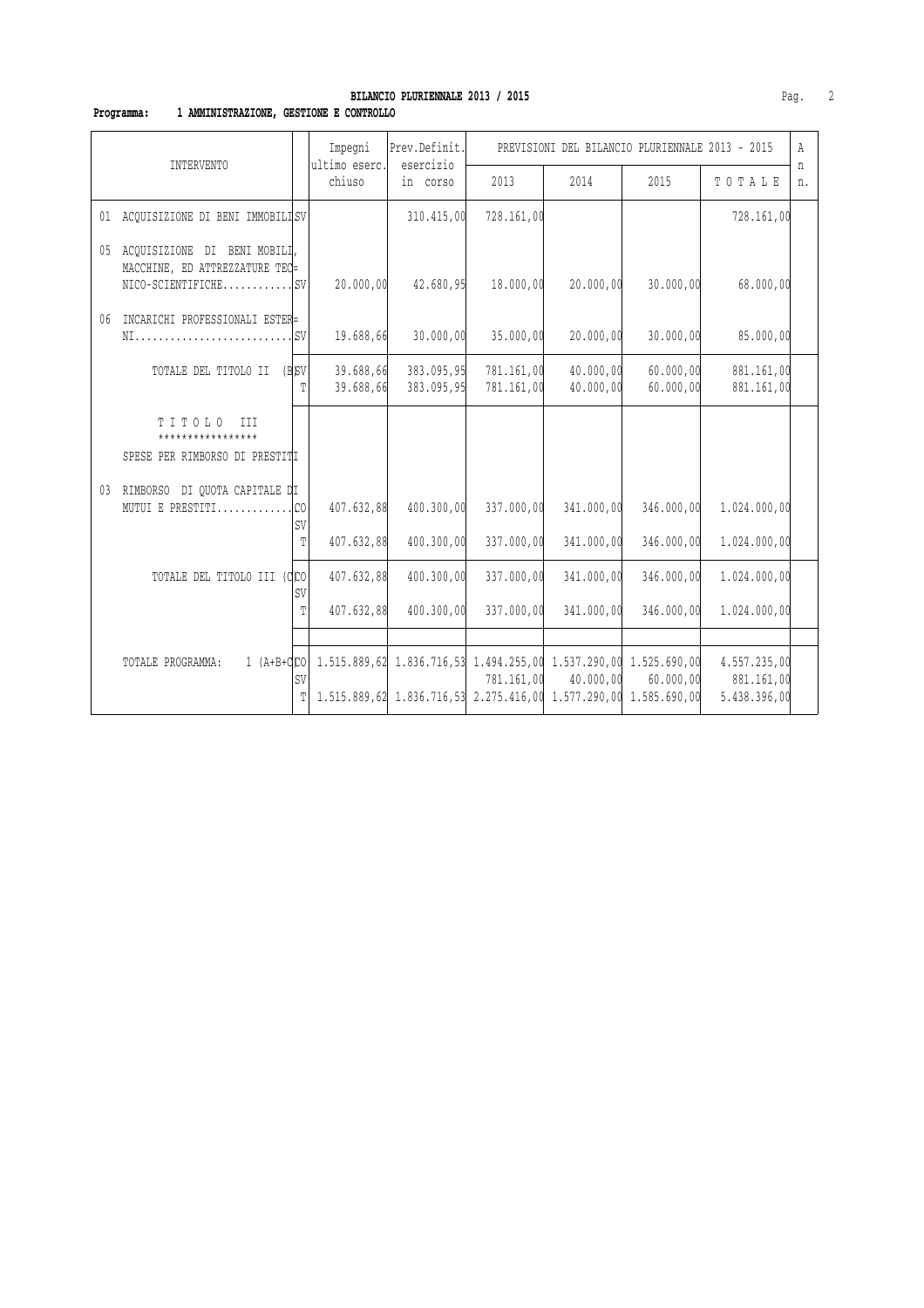**BILANCIO PLURIENNALE 2013 / 2015**

**Programma: 1 AMMINISTRAZIONE, GESTIONE E CONTROLLO**

| INTERVENTO | | Impegni ultimo eserc. chiuso | Prev.Definit. esercizio in corso | PREVISIONI DEL BILANCIO PLURIENNALE 2013 - 2015 | | | | A n n. |
|---|---|---|---|---|---|---|---|---|
| | | | | 2013 | 2014 | 2015 | T O T A L E | |
| 01 ACQUISIZIONE DI BENI IMMOBILI | SV | | 310.415,00 | 728.161,00 | | | 728.161,00 | |
| 05 ACQUISIZIONE DI BENI MOBILI, MACCHINE, ED ATTREZZATURE TEC= NICO-SCIENTIFICHE............ | SV | 20.000,00 | 42.680,95 | 18.000,00 | 20.000,00 | 30.000,00 | 68.000,00 | |
| 06 INCARICHI PROFESSIONALI ESTER= NI........................... | SV | 19.688,66 | 30.000,00 | 35.000,00 | 20.000,00 | 30.000,00 | 85.000,00 | |
| TOTALE DEL TITOLO II (B) | SV | 39.688,66 | 383.095,95 | 781.161,00 | 40.000,00 | 60.000,00 | 881.161,00 | |
| | T | 39.688,66 | 383.095,95 | 781.161,00 | 40.000,00 | 60.000,00 | 881.161,00 | |
| T I T O L O III ***************** SPESE PER RIMBORSO DI PRESTITI | | | | | | | | |
| 03 RIMBORSO DI QUOTA CAPITALE DI MUTUI E PRESTITI............. | CO | 407.632,88 | 400.300,00 | 337.000,00 | 341.000,00 | 346.000,00 | 1.024.000,00 | |
| | SV | | | | | | | |
| | T | 407.632,88 | 400.300,00 | 337.000,00 | 341.000,00 | 346.000,00 | 1.024.000,00 | |
| TOTALE DEL TITOLO III (C) | CO | 407.632,88 | 400.300,00 | 337.000,00 | 341.000,00 | 346.000,00 | 1.024.000,00 | |
| | SV | | | | | | | |
| | T | 407.632,88 | 400.300,00 | 337.000,00 | 341.000,00 | 346.000,00 | 1.024.000,00 | |
| TOTALE PROGRAMMA: 1 (A+B+C) | CO | 1.515.889,62 | 1.836.716,53 | 1.494.255,00 | 1.537.290,00 | 1.525.690,00 | 4.557.235,00 | |
| | SV | | | 781.161,00 | 40.000,00 | 60.000,00 | 881.161,00 | |
| | T | 1.515.889,62 | 1.836.716,53 | 2.275.416,00 | 1.577.290,00 | 1.585.690,00 | 5.438.396,00 | |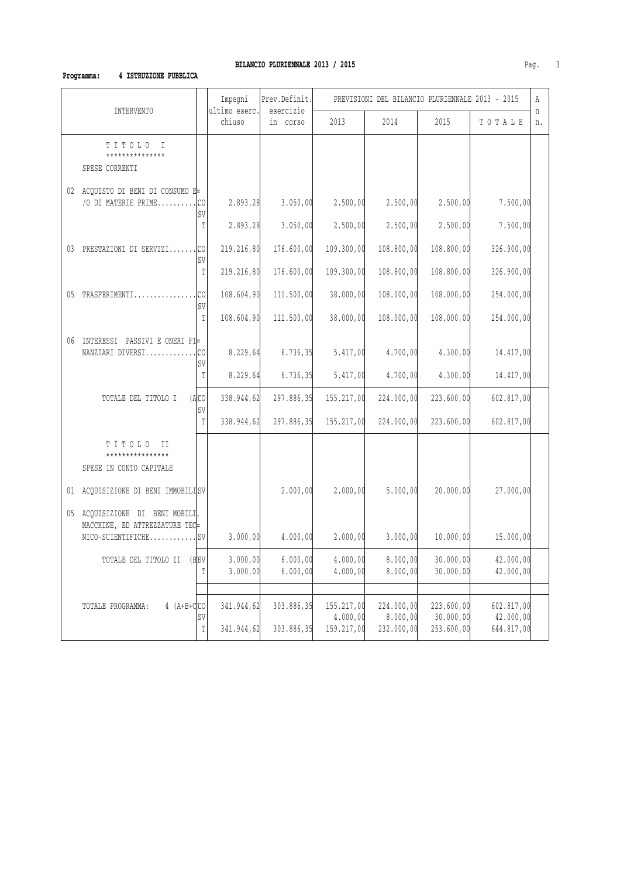**BILANCIO PLURIENNALE 2013 / 2015**

**Programma: 4 ISTRUZIONE PUBBLICA**

| INTERVENTO | | Impegni ultimo eserc. chiuso | Prev.Definit. esercizio in corso | PREVISIONI DEL BILANCIO PLURIENNALE 2013 - 2015 2013 | 2014 | 2015 | T O T A L E | An n. |
|---|---|---|---|---|---|---|---|---|
| T I T O L O I *************** SPESE CORRENTI | | | | | | | | |
| 02 ACQUISTO DI BENI DI CONSUMO E= /O DI MATERIE PRIME.......... | CO | 2.893,28 | 3.050,00 | 2.500,00 | 2.500,00 | 2.500,00 | 7.500,00 | |
| | SV | | | | | | | |
| | T | 2.893,28 | 3.050,00 | 2.500,00 | 2.500,00 | 2.500,00 | 7.500,00 | |
| 03 PRESTAZIONI DI SERVIZI....... | CO | 219.216,80 | 176.600,00 | 109.300,00 | 108.800,00 | 108.800,00 | 326.900,00 | |
| | SV | | | | | | | |
| | T | 219.216,80 | 176.600,00 | 109.300,00 | 108.800,00 | 108.800,00 | 326.900,00 | |
| 05 TRASFERIMENTI................ | CO | 108.604,90 | 111.500,00 | 38.000,00 | 108.000,00 | 108.000,00 | 254.000,00 | |
| | SV | | | | | | | |
| | T | 108.604,90 | 111.500,00 | 38.000,00 | 108.000,00 | 108.000,00 | 254.000,00 | |
| 06 INTERESSI PASSIVI E ONERI FI= NANZIARI DIVERSI............. | CO | 8.229,64 | 6.736,35 | 5.417,00 | 4.700,00 | 4.300,00 | 14.417,00 | |
| | SV | | | | | | | |
| | T | 8.229,64 | 6.736,35 | 5.417,00 | 4.700,00 | 4.300,00 | 14.417,00 | |
| TOTALE DEL TITOLO I (A) | CO | 338.944,62 | 297.886,35 | 155.217,00 | 224.000,00 | 223.600,00 | 602.817,00 | |
| | SV | | | | | | | |
| | T | 338.944,62 | 297.886,35 | 155.217,00 | 224.000,00 | 223.600,00 | 602.817,00 | |
| T I T O L O II **************** SPESE IN CONTO CAPITALE | | | | | | | | |
| 01 ACQUISIZIONE DI BENI IMMOBILI | SV | | 2.000,00 | 2.000,00 | 5.000,00 | 20.000,00 | 27.000,00 | |
| 05 ACQUISIZIONE DI BENI MOBILI, MACCHINE, ED ATTREZZATURE TEC= NICO-SCIENTIFICHE............ | SV | 3.000,00 | 4.000,00 | 2.000,00 | 3.000,00 | 10.000,00 | 15.000,00 | |
| TOTALE DEL TITOLO II (B) | SV | 3.000,00 | 6.000,00 | 4.000,00 | 8.000,00 | 30.000,00 | 42.000,00 | |
| | T | 3.000,00 | 6.000,00 | 4.000,00 | 8.000,00 | 30.000,00 | 42.000,00 | |
| TOTALE PROGRAMMA: 4 (A+B+C) | CO | 341.944,62 | 303.886,35 | 155.217,00 | 224.000,00 | 223.600,00 | 602.817,00 | |
| | SV | | | 4.000,00 | 8.000,00 | 30.000,00 | 42.000,00 | |
| | T | 341.944,62 | 303.886,35 | 159.217,00 | 232.000,00 | 253.600,00 | 644.817,00 | |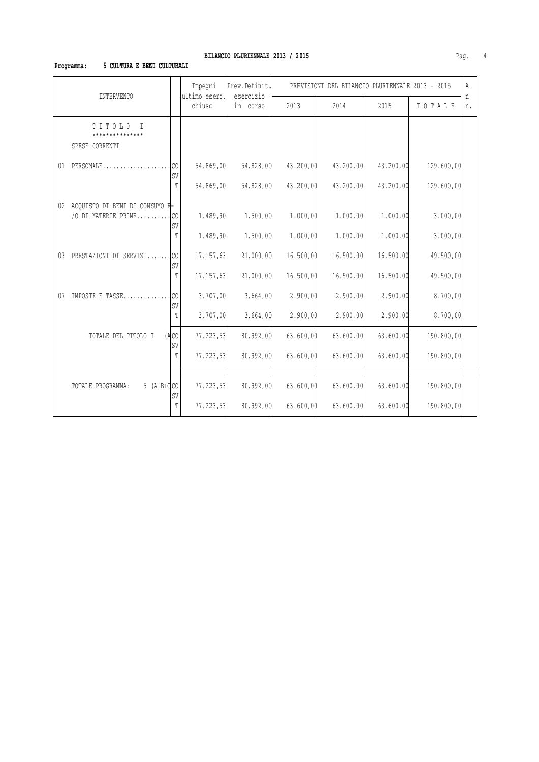**BILANCIO PLURIENNALE 2013 / 2015**

**Programma: 5 CULTURA E BENI CULTURALI**

| INTERVENTO | | Impegni ultimo eserc. chiuso | Prev.Definit. esercizio in corso | PREVISIONI DEL BILANCIO PLURIENNALE 2013 - 2015 | | | | An n. |
|---|---|---|---|---|---|---|---|---|
| | | | | 2013 | 2014 | 2015 | T O T A L E | |
| T I T O L O I *************** SPESE CORRENTI | | | | | | | | |
| 01 PERSONALE.................... | CO | 54.869,00 | 54.828,00 | 43.200,00 | 43.200,00 | 43.200,00 | 129.600,00 | |
| | SV | | | | | | | |
| | T | 54.869,00 | 54.828,00 | 43.200,00 | 43.200,00 | 43.200,00 | 129.600,00 | |
| 02 ACQUISTO DI BENI DI CONSUMO E= /O DI MATERIE PRIME.......... | CO | 1.489,90 | 1.500,00 | 1.000,00 | 1.000,00 | 1.000,00 | 3.000,00 | |
| | SV | | | | | | | |
| | T | 1.489,90 | 1.500,00 | 1.000,00 | 1.000,00 | 1.000,00 | 3.000,00 | |
| 03 PRESTAZIONI DI SERVIZI....... | CO | 17.157,63 | 21.000,00 | 16.500,00 | 16.500,00 | 16.500,00 | 49.500,00 | |
| | SV | | | | | | | |
| | T | 17.157,63 | 21.000,00 | 16.500,00 | 16.500,00 | 16.500,00 | 49.500,00 | |
| 07 IMPOSTE E TASSE.............. | CO | 3.707,00 | 3.664,00 | 2.900,00 | 2.900,00 | 2.900,00 | 8.700,00 | |
| | SV | | | | | | | |
| | T | 3.707,00 | 3.664,00 | 2.900,00 | 2.900,00 | 2.900,00 | 8.700,00 | |
| TOTALE DEL TITOLO I (A) | CO | 77.223,53 | 80.992,00 | 63.600,00 | 63.600,00 | 63.600,00 | 190.800,00 | |
| | SV | | | | | | | |
| | T | 77.223,53 | 80.992,00 | 63.600,00 | 63.600,00 | 63.600,00 | 190.800,00 | |
| TOTALE PROGRAMMA: 5 (A+B+C) | CO | 77.223,53 | 80.992,00 | 63.600,00 | 63.600,00 | 63.600,00 | 190.800,00 | |
| | SV | | | | | | | |
| | T | 77.223,53 | 80.992,00 | 63.600,00 | 63.600,00 | 63.600,00 | 190.800,00 | |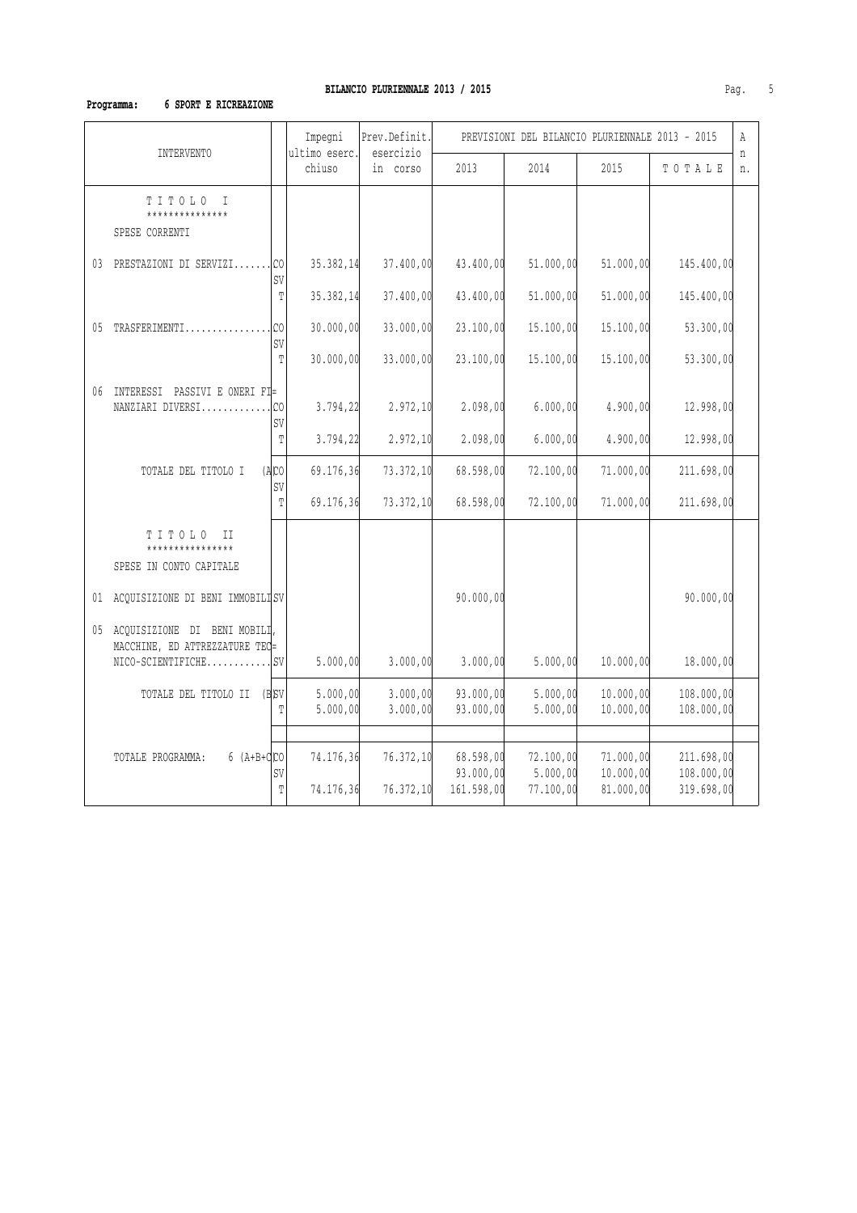**BILANCIO PLURIENNALE 2013 / 2015**

**Programma: 6 SPORT E RICREAZIONE**

| INTERVENTO | | Impegni ultimo eserc. chiuso | Prev.Definit. esercizio in corso | PREVISIONI DEL BILANCIO PLURIENNALE 2013 - 2015 | | | | A n n. |
|---|---|---|---|---|---|---|---|---|
| | | | | 2013 | 2014 | 2015 | T O T A L E | |
| T I T O L O I<br>***************<br>SPESE CORRENTI | | | | | | | | |
| 03 PRESTAZIONI DI SERVIZI....... | CO | 35.382,14 | 37.400,00 | 43.400,00 | 51.000,00 | 51.000,00 | 145.400,00 | |
| | SV | | | | | | | |
| | T | 35.382,14 | 37.400,00 | 43.400,00 | 51.000,00 | 51.000,00 | 145.400,00 | |
| 05 TRASFERIMENTI................ | CO | 30.000,00 | 33.000,00 | 23.100,00 | 15.100,00 | 15.100,00 | 53.300,00 | |
| | SV | | | | | | | |
| | T | 30.000,00 | 33.000,00 | 23.100,00 | 15.100,00 | 15.100,00 | 53.300,00 | |
| 06 INTERESSI PASSIVI E ONERI FI= NANZIARI DIVERSI............. | CO | 3.794,22 | 2.972,10 | 2.098,00 | 6.000,00 | 4.900,00 | 12.998,00 | |
| | SV | | | | | | | |
| | T | 3.794,22 | 2.972,10 | 2.098,00 | 6.000,00 | 4.900,00 | 12.998,00 | |
| TOTALE DEL TITOLO I (A) | CO | 69.176,36 | 73.372,10 | 68.598,00 | 72.100,00 | 71.000,00 | 211.698,00 | |
| | SV | | | | | | | |
| | T | 69.176,36 | 73.372,10 | 68.598,00 | 72.100,00 | 71.000,00 | 211.698,00 | |
| T I T O L O II<br>****************<br>SPESE IN CONTO CAPITALE | | | | | | | | |
| 01 ACQUISIZIONE DI BENI IMMOBILI | SV | | | 90.000,00 | | | 90.000,00 | |
| 05 ACQUISIZIONE DI BENI MOBILI, MACCHINE, ED ATTREZZATURE TEC= NICO-SCIENTIFICHE............ | SV | 5.000,00 | 3.000,00 | 3.000,00 | 5.000,00 | 10.000,00 | 18.000,00 | |
| TOTALE DEL TITOLO II (B) | SV | 5.000,00 | 3.000,00 | 93.000,00 | 5.000,00 | 10.000,00 | 108.000,00 | |
| | T | 5.000,00 | 3.000,00 | 93.000,00 | 5.000,00 | 10.000,00 | 108.000,00 | |
| TOTALE PROGRAMMA: 6 (A+B+C) | CO | 74.176,36 | 76.372,10 | 68.598,00 | 72.100,00 | 71.000,00 | 211.698,00 | |
| | SV | | | 93.000,00 | 5.000,00 | 10.000,00 | 108.000,00 | |
| | T | 74.176,36 | 76.372,10 | 161.598,00 | 77.100,00 | 81.000,00 | 319.698,00 | |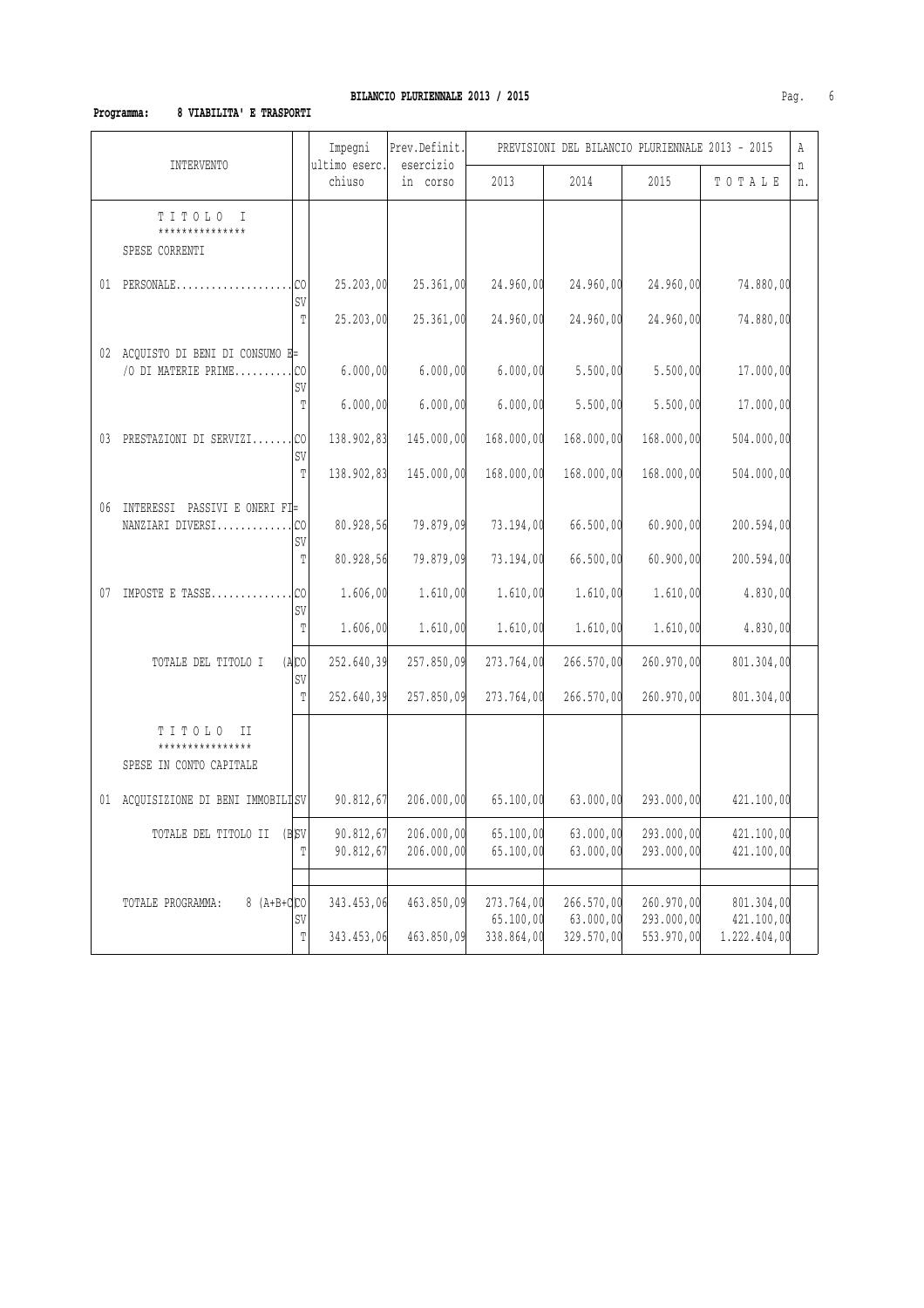**BILANCIO PLURIENNALE 2013 / 2015**

**Programma: 8 VIABILITA' E TRASPORTI**

| INTERVENTO | | Impegni ultimo eserc. chiuso | Prev.Definit. esercizio in corso | PREVISIONI DEL BILANCIO PLURIENNALE 2013 - 2015 2013 | 2014 | 2015 | T O T A L E | A n n. |
|---|---|---|---|---|---|---|---|---|
| T I T O L O I *************** SPESE CORRENTI | | | | | | | | |
| 01 PERSONALE.................... | CO | 25.203,00 | 25.361,00 | 24.960,00 | 24.960,00 | 24.960,00 | 74.880,00 | |
| | SV | | | | | | | |
| | T | 25.203,00 | 25.361,00 | 24.960,00 | 24.960,00 | 24.960,00 | 74.880,00 | |
| 02 ACQUISTO DI BENI DI CONSUMO E= /O DI MATERIE PRIME.......... | CO | 6.000,00 | 6.000,00 | 6.000,00 | 5.500,00 | 5.500,00 | 17.000,00 | |
| | SV | | | | | | | |
| | T | 6.000,00 | 6.000,00 | 6.000,00 | 5.500,00 | 5.500,00 | 17.000,00 | |
| 03 PRESTAZIONI DI SERVIZI....... | CO | 138.902,83 | 145.000,00 | 168.000,00 | 168.000,00 | 168.000,00 | 504.000,00 | |
| | SV | | | | | | | |
| | T | 138.902,83 | 145.000,00 | 168.000,00 | 168.000,00 | 168.000,00 | 504.000,00 | |
| 06 INTERESSI PASSIVI E ONERI FI= NANZIARI DIVERSI............. | CO | 80.928,56 | 79.879,09 | 73.194,00 | 66.500,00 | 60.900,00 | 200.594,00 | |
| | SV | | | | | | | |
| | T | 80.928,56 | 79.879,09 | 73.194,00 | 66.500,00 | 60.900,00 | 200.594,00 | |
| 07 IMPOSTE E TASSE.............. | CO | 1.606,00 | 1.610,00 | 1.610,00 | 1.610,00 | 1.610,00 | 4.830,00 | |
| | SV | | | | | | | |
| | T | 1.606,00 | 1.610,00 | 1.610,00 | 1.610,00 | 1.610,00 | 4.830,00 | |
| TOTALE DEL TITOLO I (A) | CO | 252.640,39 | 257.850,09 | 273.764,00 | 266.570,00 | 260.970,00 | 801.304,00 | |
| | SV | | | | | | | |
| | T | 252.640,39 | 257.850,09 | 273.764,00 | 266.570,00 | 260.970,00 | 801.304,00 | |
| T I T O L O II **************** SPESE IN CONTO CAPITALE | | | | | | | | |
| 01 ACQUISIZIONE DI BENI IMMOBILI | SV | 90.812,67 | 206.000,00 | 65.100,00 | 63.000,00 | 293.000,00 | 421.100,00 | |
| TOTALE DEL TITOLO II (B) | SV | 90.812,67 | 206.000,00 | 65.100,00 | 63.000,00 | 293.000,00 | 421.100,00 | |
| | T | 90.812,67 | 206.000,00 | 65.100,00 | 63.000,00 | 293.000,00 | 421.100,00 | |
| TOTALE PROGRAMMA: 8 (A+B+C) | CO | 343.453,06 | 463.850,09 | 273.764,00 | 266.570,00 | 260.970,00 | 801.304,00 | |
| | SV | | | 65.100,00 | 63.000,00 | 293.000,00 | 421.100,00 | |
| | T | 343.453,06 | 463.850,09 | 338.864,00 | 329.570,00 | 553.970,00 | 1.222.404,00 | |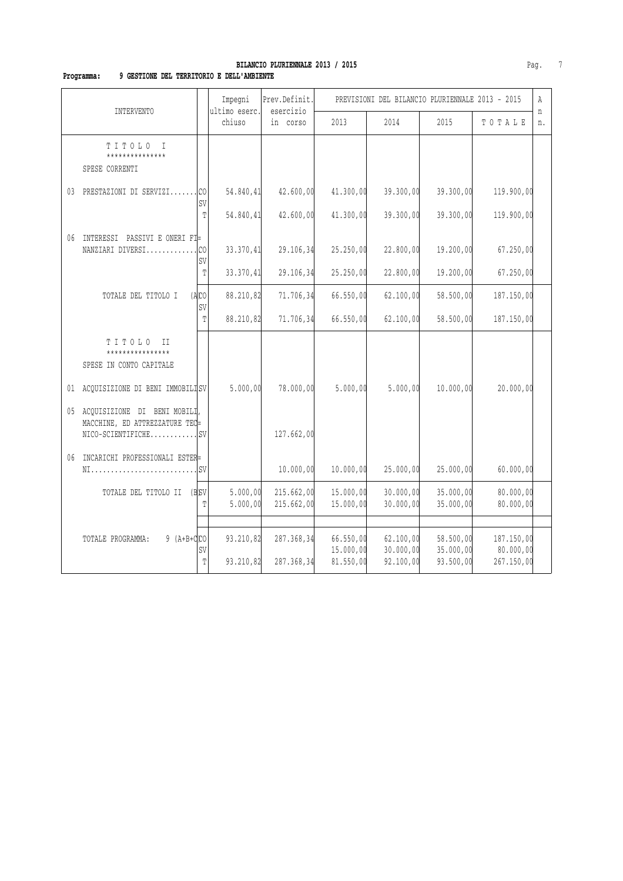**BILANCIO PLURIENNALE 2013 / 2015**

**Programma: 9 GESTIONE DEL TERRITORIO E DELL'AMBIENTE**

| INTERVENTO | | Impegni ultimo eserc. chiuso | Prev.Definit. esercizio in corso | PREVISIONI DEL BILANCIO PLURIENNALE 2013 - 2015 | | | | A n n. |
|---|---|---|---|---|---|---|---|---|
| | | | | 2013 | 2014 | 2015 | T O T A L E | |
| T I T O L O I *************** SPESE CORRENTI | | | | | | | | |
| 03 PRESTAZIONI DI SERVIZI....... | CO | 54.840,41 | 42.600,00 | 41.300,00 | 39.300,00 | 39.300,00 | 119.900,00 | |
| | SV | | | | | | | |
| | T | 54.840,41 | 42.600,00 | 41.300,00 | 39.300,00 | 39.300,00 | 119.900,00 | |
| 06 INTERESSI PASSIVI E ONERI FI= NANZIARI DIVERSI............. | CO | 33.370,41 | 29.106,34 | 25.250,00 | 22.800,00 | 19.200,00 | 67.250,00 | |
| | SV | | | | | | | |
| | T | 33.370,41 | 29.106,34 | 25.250,00 | 22.800,00 | 19.200,00 | 67.250,00 | |
| TOTALE DEL TITOLO I (A) | CO | 88.210,82 | 71.706,34 | 66.550,00 | 62.100,00 | 58.500,00 | 187.150,00 | |
| | SV | | | | | | | |
| | T | 88.210,82 | 71.706,34 | 66.550,00 | 62.100,00 | 58.500,00 | 187.150,00 | |
| T I T O L O II **************** SPESE IN CONTO CAPITALE | | | | | | | | |
| 01 ACQUISIZIONE DI BENI IMMOBILI | SV | 5.000,00 | 78.000,00 | 5.000,00 | 5.000,00 | 10.000,00 | 20.000,00 | |
| 05 ACQUISIZIONE DI BENI MOBILI, MACCHINE, ED ATTREZZATURE TEC= NICO-SCIENTIFICHE............ | SV | | 127.662,00 | | | | | |
| 06 INCARICHI PROFESSIONALI ESTER= NI........................... | SV | | 10.000,00 | 10.000,00 | 25.000,00 | 25.000,00 | 60.000,00 | |
| TOTALE DEL TITOLO II (B) | SV | 5.000,00 | 215.662,00 | 15.000,00 | 30.000,00 | 35.000,00 | 80.000,00 | |
| | T | 5.000,00 | 215.662,00 | 15.000,00 | 30.000,00 | 35.000,00 | 80.000,00 | |
| TOTALE PROGRAMMA: 9 (A+B+C) | CO | 93.210,82 | 287.368,34 | 66.550,00 | 62.100,00 | 58.500,00 | 187.150,00 | |
| | SV | | | 15.000,00 | 30.000,00 | 35.000,00 | 80.000,00 | |
| | T | 93.210,82 | 287.368,34 | 81.550,00 | 92.100,00 | 93.500,00 | 267.150,00 | |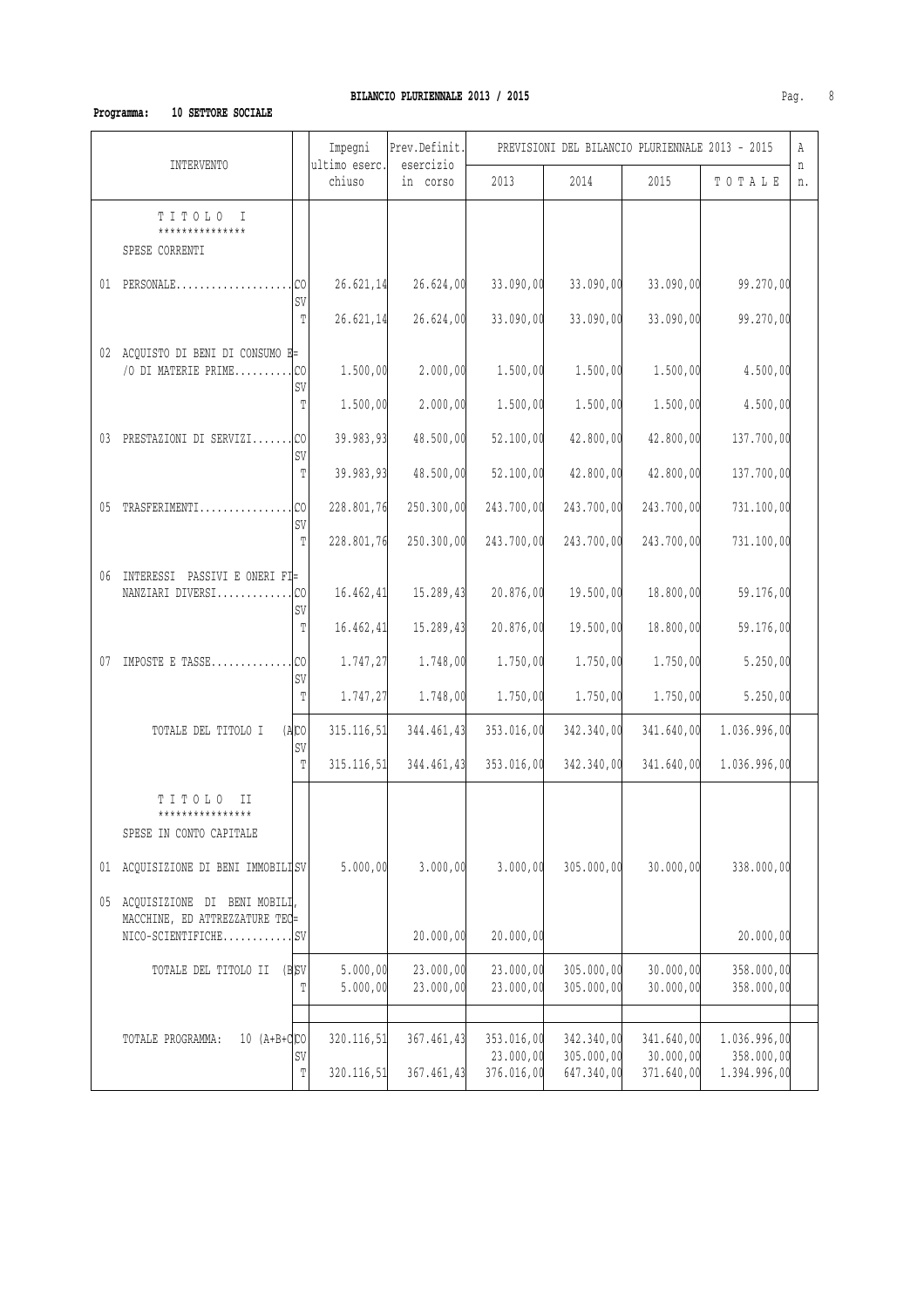**BILANCIO PLURIENNALE 2013 / 2015**

**Programma: 10 SETTORE SOCIALE**

| INTERVENTO | | Impegni ultimo eserc. chiuso | Prev.Definit. esercizio in corso | PREVISIONI DEL BILANCIO PLURIENNALE 2013 - 2015 | | | | An n. |
|---|---|---|---|---|---|---|---|---|
| | | | | 2013 | 2014 | 2015 | T O T A L E | |
| T I T O L O I *************** SPESE CORRENTI | | | | | | | | |
| 01 PERSONALE.................... | CO | 26.621,14 | 26.624,00 | 33.090,00 | 33.090,00 | 33.090,00 | 99.270,00 | |
| | SV | | | | | | | |
| | T | 26.621,14 | 26.624,00 | 33.090,00 | 33.090,00 | 33.090,00 | 99.270,00 | |
| 02 ACQUISTO DI BENI DI CONSUMO E= /O DI MATERIE PRIME.......... | CO | 1.500,00 | 2.000,00 | 1.500,00 | 1.500,00 | 1.500,00 | 4.500,00 | |
| | SV | | | | | | | |
| | T | 1.500,00 | 2.000,00 | 1.500,00 | 1.500,00 | 1.500,00 | 4.500,00 | |
| 03 PRESTAZIONI DI SERVIZI....... | CO | 39.983,93 | 48.500,00 | 52.100,00 | 42.800,00 | 42.800,00 | 137.700,00 | |
| | SV | | | | | | | |
| | T | 39.983,93 | 48.500,00 | 52.100,00 | 42.800,00 | 42.800,00 | 137.700,00 | |
| 05 TRASFERIMENTI................ | CO | 228.801,76 | 250.300,00 | 243.700,00 | 243.700,00 | 243.700,00 | 731.100,00 | |
| | SV | | | | | | | |
| | T | 228.801,76 | 250.300,00 | 243.700,00 | 243.700,00 | 243.700,00 | 731.100,00 | |
| 06 INTERESSI PASSIVI E ONERI FI= NANZIARI DIVERSI............. | CO | 16.462,41 | 15.289,43 | 20.876,00 | 19.500,00 | 18.800,00 | 59.176,00 | |
| | SV | | | | | | | |
| | T | 16.462,41 | 15.289,43 | 20.876,00 | 19.500,00 | 18.800,00 | 59.176,00 | |
| 07 IMPOSTE E TASSE.............. | CO | 1.747,27 | 1.748,00 | 1.750,00 | 1.750,00 | 1.750,00 | 5.250,00 | |
| | SV | | | | | | | |
| | T | 1.747,27 | 1.748,00 | 1.750,00 | 1.750,00 | 1.750,00 | 5.250,00 | |
| TOTALE DEL TITOLO I (A) | CO | 315.116,51 | 344.461,43 | 353.016,00 | 342.340,00 | 341.640,00 | 1.036.996,00 | |
| | SV | | | | | | | |
| | T | 315.116,51 | 344.461,43 | 353.016,00 | 342.340,00 | 341.640,00 | 1.036.996,00 | |
| T I T O L O II **************** SPESE IN CONTO CAPITALE | | | | | | | | |
| 01 ACQUISIZIONE DI BENI IMMOBILI | SV | 5.000,00 | 3.000,00 | 3.000,00 | 305.000,00 | 30.000,00 | 338.000,00 | |
| 05 ACQUISIZIONE DI BENI MOBILI, MACCHINE, ED ATTREZZATURE TEC= NICO-SCIENTIFICHE............ | SV | | 20.000,00 | 20.000,00 | | | 20.000,00 | |
| TOTALE DEL TITOLO II (B) | SV | 5.000,00 | 23.000,00 | 23.000,00 | 305.000,00 | 30.000,00 | 358.000,00 | |
| | T | 5.000,00 | 23.000,00 | 23.000,00 | 305.000,00 | 30.000,00 | 358.000,00 | |
| TOTALE PROGRAMMA: 10 (A+B+C) | CO | 320.116,51 | 367.461,43 | 353.016,00 | 342.340,00 | 341.640,00 | 1.036.996,00 | |
| | SV | | | 23.000,00 | 305.000,00 | 30.000,00 | 358.000,00 | |
| | T | 320.116,51 | 367.461,43 | 376.016,00 | 647.340,00 | 371.640,00 | 1.394.996,00 | |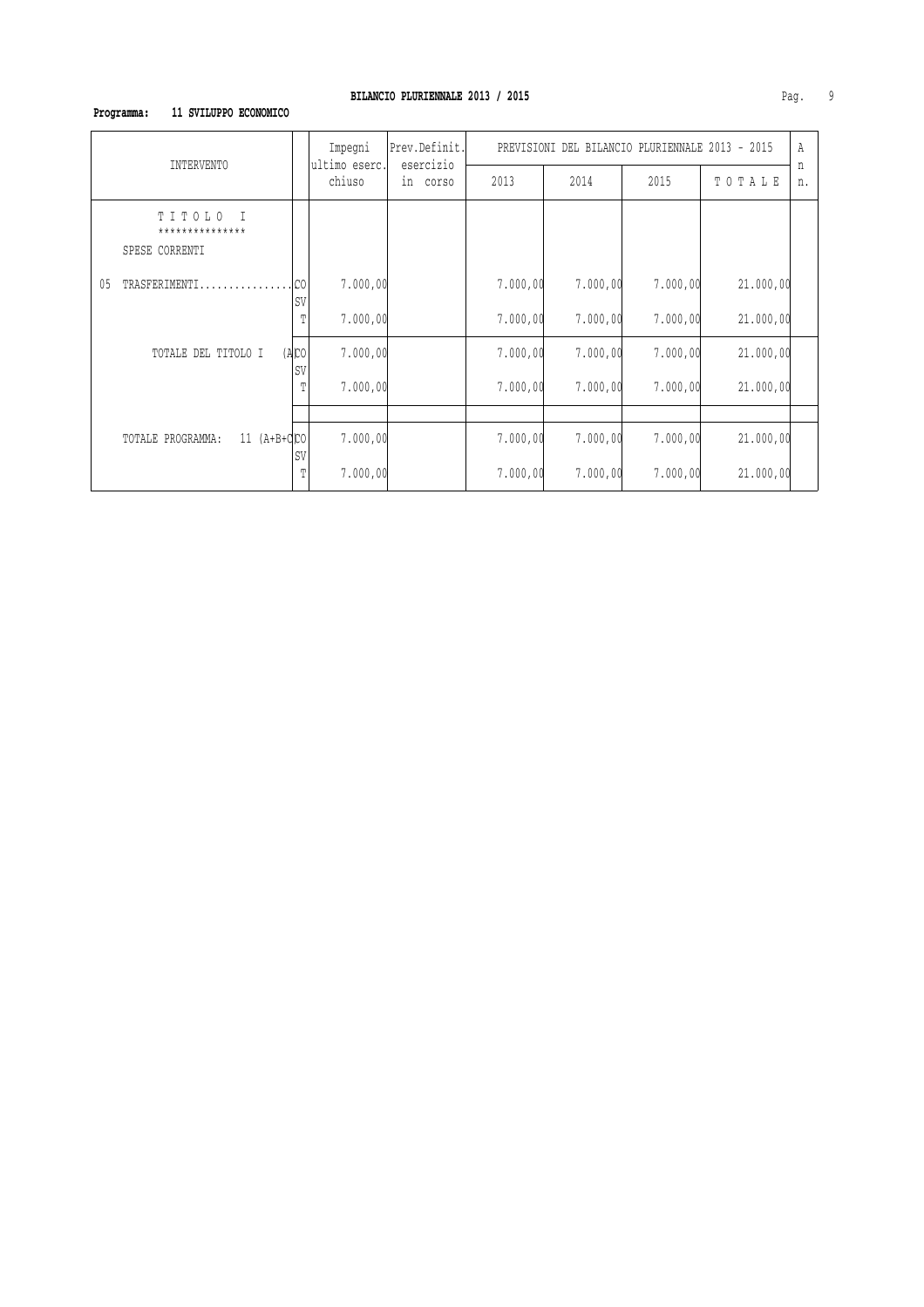**BILANCIO PLURIENNALE 2013 / 2015**

**Programma: 11 SVILUPPO ECONOMICO**

| INTERVENTO | | Impegni ultimo eserc. chiuso | Prev.Definit. esercizio in corso | PREVISIONI DEL BILANCIO PLURIENNALE 2013 - 2015 | | | | A n n. |
|---|---|---|---|---|---|---|---|---|
| | | | | 2013 | 2014 | 2015 | T O T A L E | |
| T I T O L O I<br>***************<br>SPESE CORRENTI | | | | | | | | |
| 05 TRASFERIMENTI................ | CO | 7.000,00 | | 7.000,00 | 7.000,00 | 7.000,00 | 21.000,00 | |
| | SV | | | | | | | |
| | T | 7.000,00 | | 7.000,00 | 7.000,00 | 7.000,00 | 21.000,00 | |
| TOTALE DEL TITOLO I (A) | CO | 7.000,00 | | 7.000,00 | 7.000,00 | 7.000,00 | 21.000,00 | |
| | SV | | | | | | | |
| | T | 7.000,00 | | 7.000,00 | 7.000,00 | 7.000,00 | 21.000,00 | |
| TOTALE PROGRAMMA: 11 (A+B+C) | CO | 7.000,00 | | 7.000,00 | 7.000,00 | 7.000,00 | 21.000,00 | |
| | SV | | | | | | | |
| | T | 7.000,00 | | 7.000,00 | 7.000,00 | 7.000,00 | 21.000,00 | |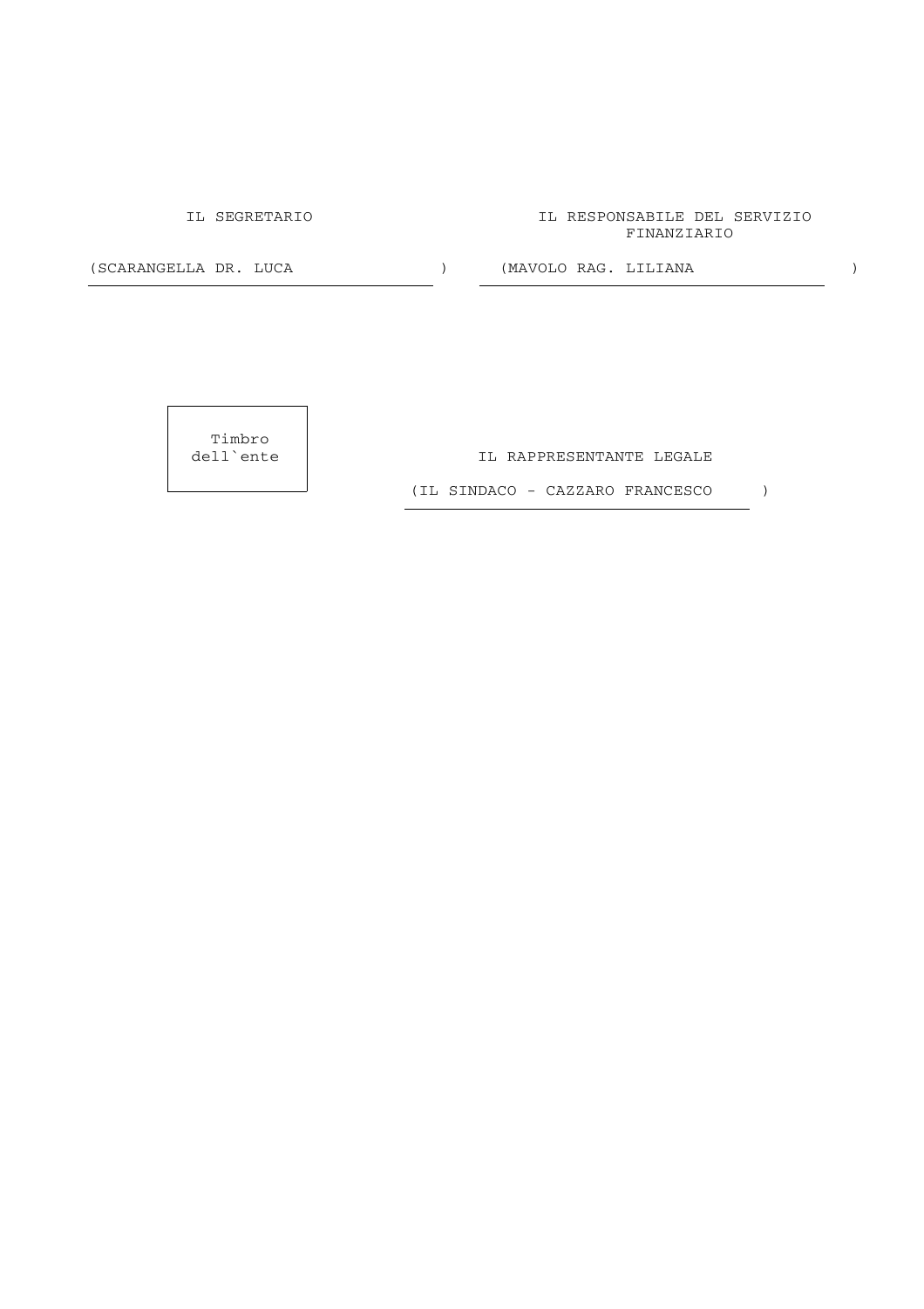IL SEGRETARIO

(SCARANGELLA DR. LUCA )

IL RESPONSABILE DEL SERVIZIO FINANZIARIO

(MAVOLO RAG. LILIANA )

Timbro dell`ente

IL RAPPRESENTANTE LEGALE

(IL SINDACO - CAZZARO FRANCESCO )